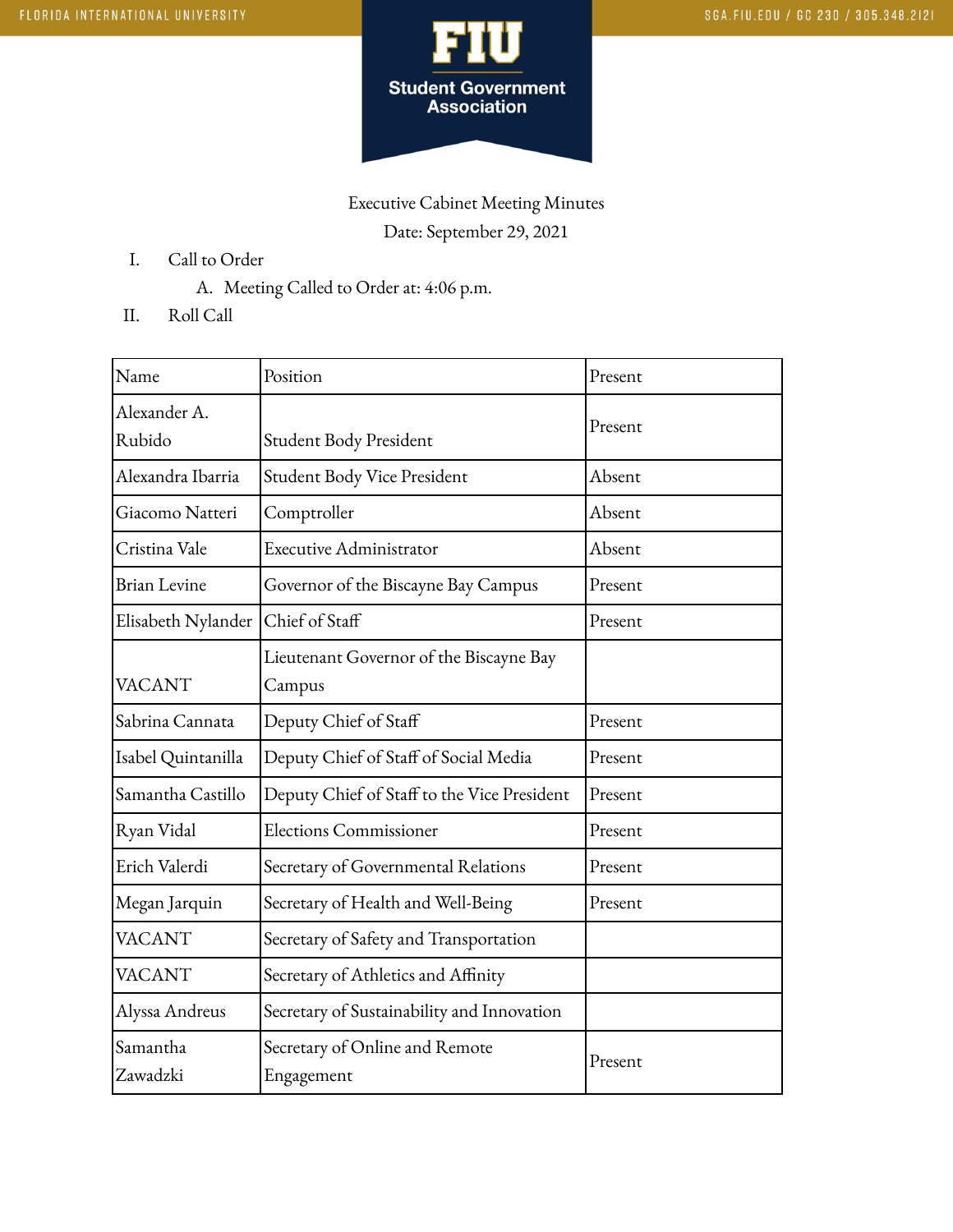Executive Cabinet Meeting Minutes

Date: September 29, 2021

I. Call to Order
   A. Meeting Called to Order at: 4:06 p.m.

II. Roll Call

| Name | Position | Present |
|---|---|---|
| Alexander A. Rubido | Student Body President | Present |
| Alexandra Ibarria | Student Body Vice President | Absent |
| Giacomo Natteri | Comptroller | Absent |
| Cristina Vale | Executive Administrator | Absent |
| Brian Levine | Governor of the Biscayne Bay Campus | Present |
| Elisabeth Nylander | Chief of Staff | Present |
| VACANT | Lieutenant Governor of the Biscayne Bay Campus | |
| Sabrina Cannata | Deputy Chief of Staff | Present |
| Isabel Quintanilla | Deputy Chief of Staff of Social Media | Present |
| Samantha Castillo | Deputy Chief of Staff to the Vice President | Present |
| Ryan Vidal | Elections Commissioner | Present |
| Erich Valerdi | Secretary of Governmental Relations | Present |
| Megan Jarquin | Secretary of Health and Well-Being | Present |
| VACANT | Secretary of Safety and Transportation | |
| VACANT | Secretary of Athletics and Affinity | |
| Alyssa Andreus | Secretary of Sustainability and Innovation | |
| Samantha Zawadzki | Secretary of Online and Remote Engagement | Present |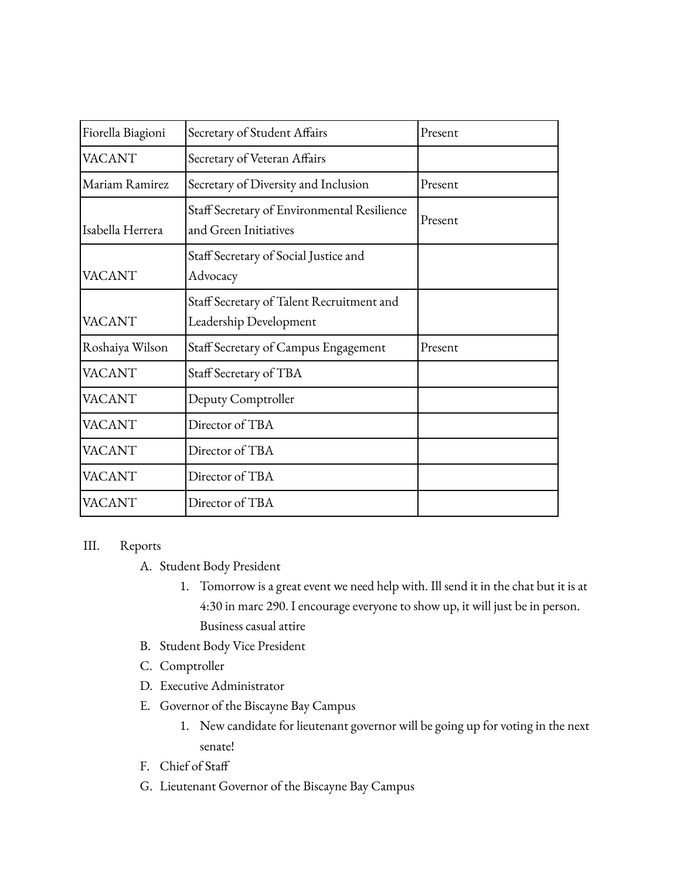| Fiorella Biagioni | Secretary of Student Affairs | Present |
|---|---|---|
| VACANT | Secretary of Veteran Affairs | |
| Mariam Ramirez | Secretary of Diversity and Inclusion | Present |
| Isabella Herrera | Staff Secretary of Environmental Resilience and Green Initiatives | Present |
| VACANT | Staff Secretary of Social Justice and Advocacy | |
| VACANT | Staff Secretary of Talent Recruitment and Leadership Development | |
| Roshaiya Wilson | Staff Secretary of Campus Engagement | Present |
| VACANT | Staff Secretary of TBA | |
| VACANT | Deputy Comptroller | |
| VACANT | Director of TBA | |
| VACANT | Director of TBA | |
| VACANT | Director of TBA | |
| VACANT | Director of TBA | |

III. Reports

A. Student Body President
   1. Tomorrow is a great event we need help with. Ill send it in the chat but it is at 4:30 in marc 290. I encourage everyone to show up, it will just be in person. Business casual attire

B. Student Body Vice President

C. Comptroller

D. Executive Administrator

E. Governor of the Biscayne Bay Campus
   1. New candidate for lieutenant governor will be going up for voting in the next senate!

F. Chief of Staff

G. Lieutenant Governor of the Biscayne Bay Campus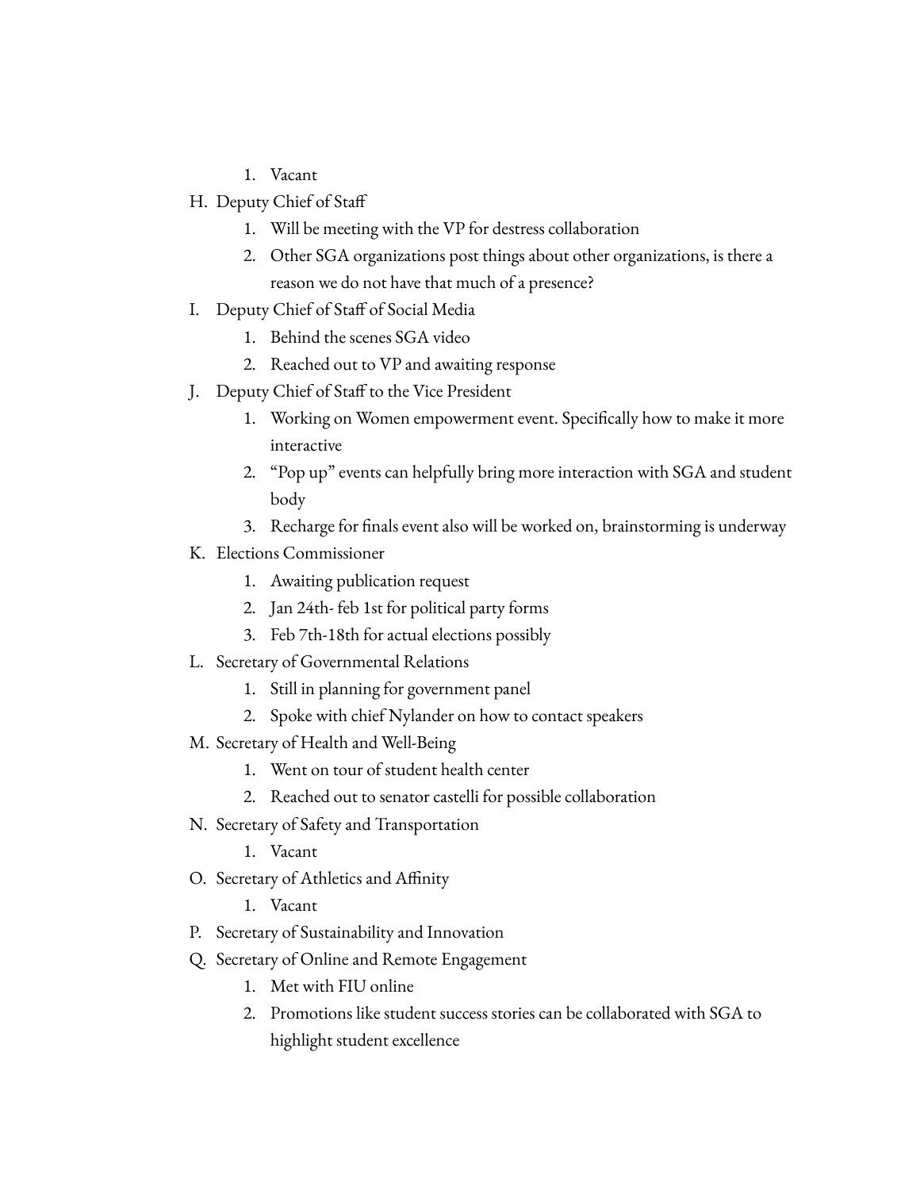1. Vacant

H. Deputy Chief of Staff
    1. Will be meeting with the VP for destress collaboration
    2. Other SGA organizations post things about other organizations, is there a reason we do not have that much of a presence?

I. Deputy Chief of Staff of Social Media
    1. Behind the scenes SGA video
    2. Reached out to VP and awaiting response

J. Deputy Chief of Staff to the Vice President
    1. Working on Women empowerment event. Specifically how to make it more interactive
    2. "Pop up" events can helpfully bring more interaction with SGA and student body
    3. Recharge for finals event also will be worked on, brainstorming is underway

K. Elections Commissioner
    1. Awaiting publication request
    2. Jan 24th- feb 1st for political party forms
    3. Feb 7th-18th for actual elections possibly

L. Secretary of Governmental Relations
    1. Still in planning for government panel
    2. Spoke with chief Nylander on how to contact speakers

M. Secretary of Health and Well-Being
    1. Went on tour of student health center
    2. Reached out to senator castelli for possible collaboration

N. Secretary of Safety and Transportation
    1. Vacant

O. Secretary of Athletics and Affinity
    1. Vacant

P. Secretary of Sustainability and Innovation

Q. Secretary of Online and Remote Engagement
    1. Met with FIU online
    2. Promotions like student success stories can be collaborated with SGA to highlight student excellence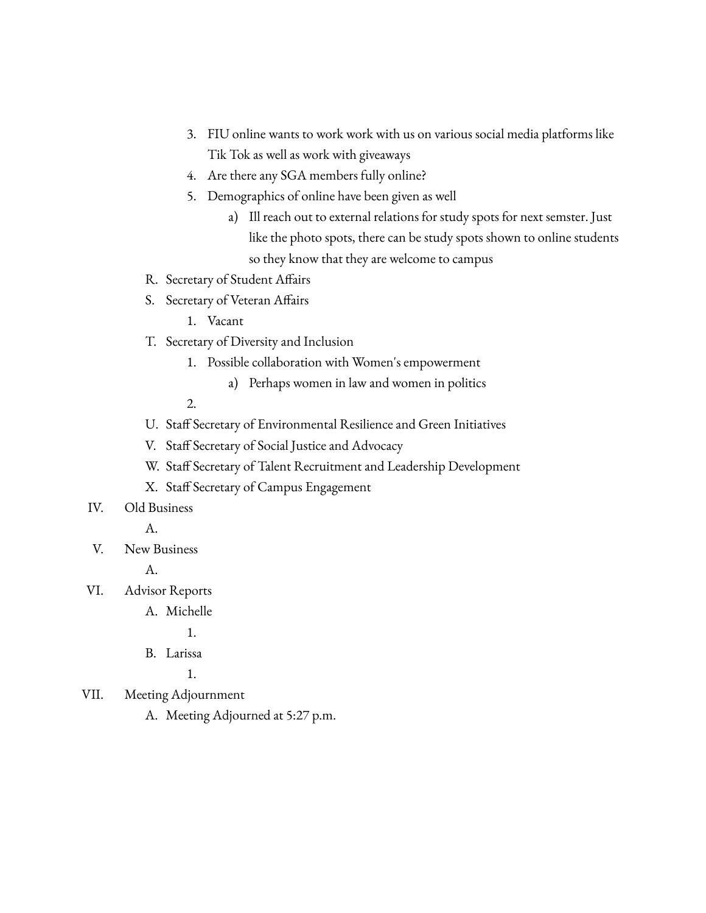3. FIU online wants to work work with us on various social media platforms like Tik Tok as well as work with giveaways
4. Are there any SGA members fully online?
5. Demographics of online have been given as well
   a) Ill reach out to external relations for study spots for next semster. Just like the photo spots, there can be study spots shown to online students so they know that they are welcome to campus

R. Secretary of Student Affairs

S. Secretary of Veteran Affairs
   1. Vacant

T. Secretary of Diversity and Inclusion
   1. Possible collaboration with Women's empowerment
      a) Perhaps women in law and women in politics
   2.

U. Staff Secretary of Environmental Resilience and Green Initiatives

V. Staff Secretary of Social Justice and Advocacy

W. Staff Secretary of Talent Recruitment and Leadership Development

X. Staff Secretary of Campus Engagement

IV. Old Business
   A.

V. New Business
   A.

VI. Advisor Reports
   A. Michelle
      1.
   B. Larissa
      1.

VII. Meeting Adjournment
   A. Meeting Adjourned at 5:27 p.m.